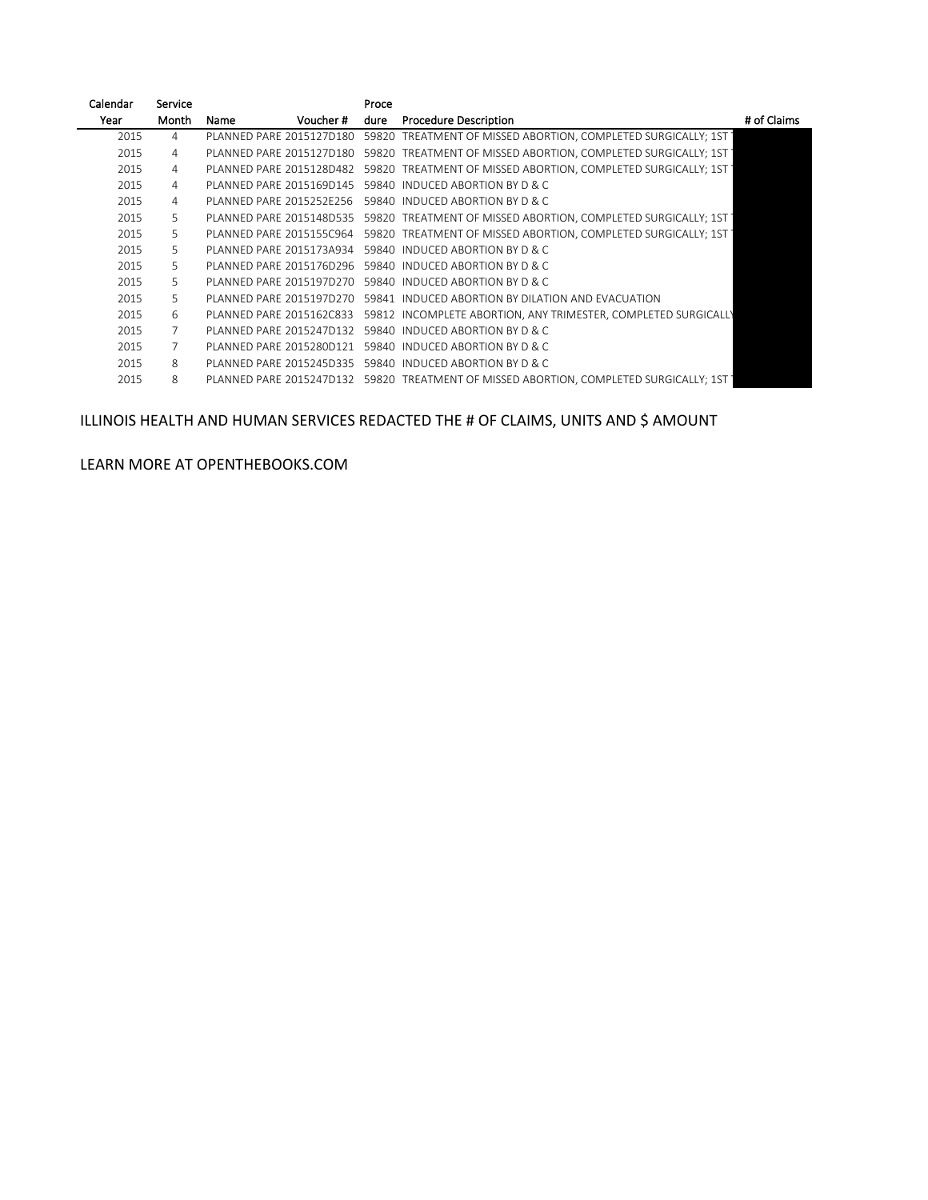| Calendar Year | Service Month | Name | Voucher # | Procedure | Procedure Description | # of Claims |
|---|---|---|---|---|---|---|
| 2015 | 4 | PLANNED PARE | 2015127D180 | 59820 | TREATMENT OF MISSED ABORTION, COMPLETED SURGICALLY; 1ST | |
| 2015 | 4 | PLANNED PARE | 2015127D180 | 59820 | TREATMENT OF MISSED ABORTION, COMPLETED SURGICALLY; 1ST | |
| 2015 | 4 | PLANNED PARE | 2015128D482 | 59820 | TREATMENT OF MISSED ABORTION, COMPLETED SURGICALLY; 1ST | |
| 2015 | 4 | PLANNED PARE | 2015169D145 | 59840 | INDUCED ABORTION BY D & C | |
| 2015 | 4 | PLANNED PARE | 2015252E256 | 59840 | INDUCED ABORTION BY D & C | |
| 2015 | 5 | PLANNED PARE | 2015148D535 | 59820 | TREATMENT OF MISSED ABORTION, COMPLETED SURGICALLY; 1ST | |
| 2015 | 5 | PLANNED PARE | 2015155C964 | 59820 | TREATMENT OF MISSED ABORTION, COMPLETED SURGICALLY; 1ST | |
| 2015 | 5 | PLANNED PARE | 2015173A934 | 59840 | INDUCED ABORTION BY D & C | |
| 2015 | 5 | PLANNED PARE | 2015176D296 | 59840 | INDUCED ABORTION BY D & C | |
| 2015 | 5 | PLANNED PARE | 2015197D270 | 59840 | INDUCED ABORTION BY D & C | |
| 2015 | 5 | PLANNED PARE | 2015197D270 | 59841 | INDUCED ABORTION BY DILATION AND EVACUATION | |
| 2015 | 6 | PLANNED PARE | 2015162C833 | 59812 | INCOMPLETE ABORTION, ANY TRIMESTER, COMPLETED SURGICALLY | |
| 2015 | 7 | PLANNED PARE | 2015247D132 | 59840 | INDUCED ABORTION BY D & C | |
| 2015 | 7 | PLANNED PARE | 2015280D121 | 59840 | INDUCED ABORTION BY D & C | |
| 2015 | 8 | PLANNED PARE | 2015245D335 | 59840 | INDUCED ABORTION BY D & C | |
| 2015 | 8 | PLANNED PARE | 2015247D132 | 59820 | TREATMENT OF MISSED ABORTION, COMPLETED SURGICALLY; 1ST | |

ILLINOIS HEALTH AND HUMAN SERVICES REDACTED THE # OF CLAIMS, UNITS AND $ AMOUNT

LEARN MORE AT OPENTHEBOOKS.COM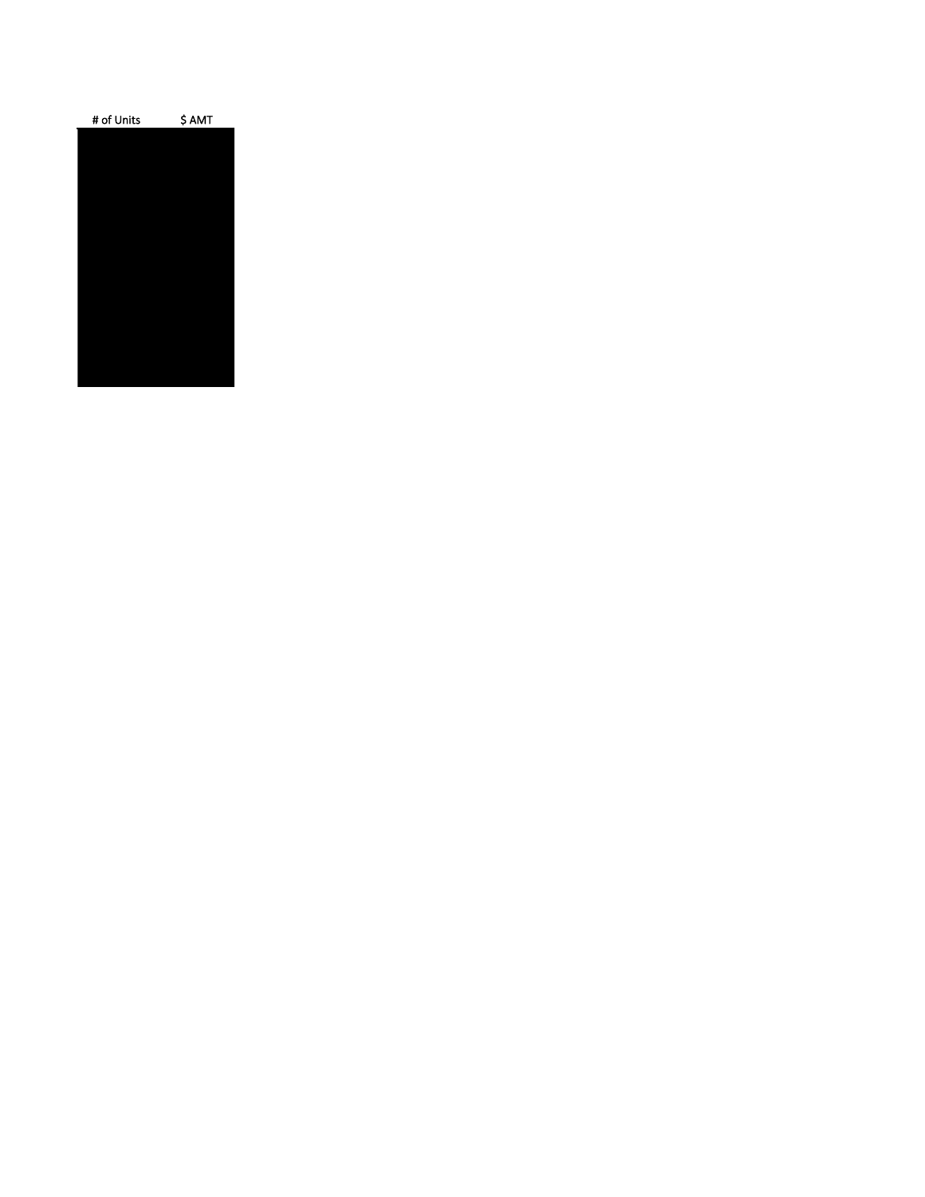| # of Units | $ AMT |
| --- | --- |